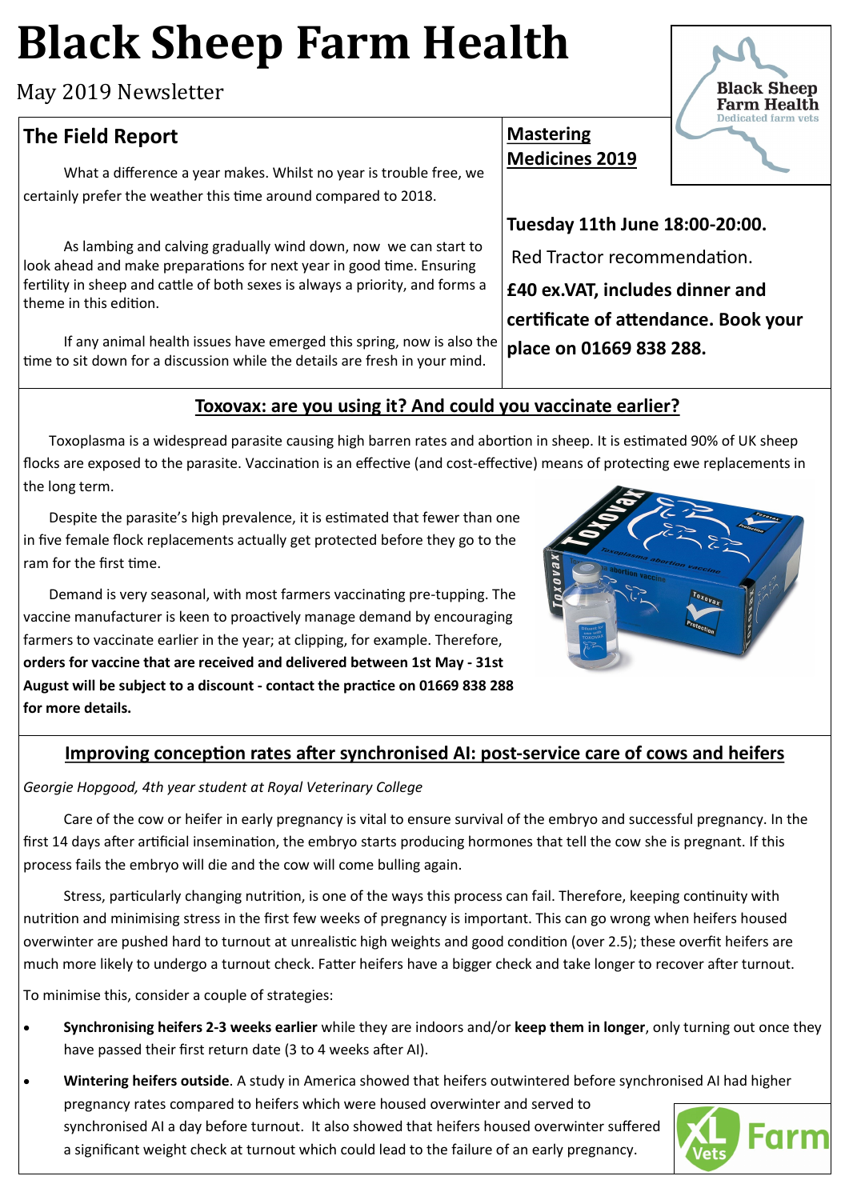# Black Sheep Farm Health

May 2019 Newsletter

## The Field Report

What a difference a year makes. Whilst no year is trouble free, we certainly prefer the weather this time around compared to 2018.

As lambing and calving gradually wind down, now we can start to look ahead and make preparations for next year in good time. Ensuring fertility in sheep and cattle of both sexes is always a priority, and forms a theme in this edition.

If any animal health issues have emerged this spring, now is also the time to sit down for a discussion while the details are fresh in your mind.

## Mastering Medicines 2019

**Tuesday 11th June 18:00-20:00.**

Red Tractor recommendation.

**£40 ex.VAT, includes dinner and certificate of attendance. Book your place on 01669 838 288.**

## Toxovax: are you using it? And could you vaccinate earlier?

Toxoplasma is a widespread parasite causing high barren rates and abortion in sheep. It is estimated 90% of UK sheep flocks are exposed to the parasite. Vaccination is an effective (and cost-effective) means of protecting ewe replacements in the long term.

Despite the parasite's high prevalence, it is estimated that fewer than one in five female flock replacements actually get protected before they go to the ram for the first time.

Demand is very seasonal, with most farmers vaccinating pre-tupping. The vaccine manufacturer is keen to proactively manage demand by encouraging farmers to vaccinate earlier in the year; at clipping, for example. Therefore, **orders for vaccine that are received and delivered between 1st May - 31st August will be subject to a discount - contact the practice on 01669 838 288 for more details.**

## Improving conception rates after synchronised AI: post-service care of cows and heifers

*Georgie Hopgood, 4th year student at Royal Veterinary College*

Care of the cow or heifer in early pregnancy is vital to ensure survival of the embryo and successful pregnancy. In the first 14 days after artificial insemination, the embryo starts producing hormones that tell the cow she is pregnant. If this process fails the embryo will die and the cow will come bulling again.

Stress, particularly changing nutrition, is one of the ways this process can fail. Therefore, keeping continuity with nutrition and minimising stress in the first few weeks of pregnancy is important. This can go wrong when heifers housed overwinter are pushed hard to turnout at unrealistic high weights and good condition (over 2.5); these overfit heifers are much more likely to undergo a turnout check. Fatter heifers have a bigger check and take longer to recover after turnout.

To minimise this, consider a couple of strategies:

- **Synchronising heifers 2-3 weeks earlier** while they are indoors and/or **keep them in longer**, only turning out once they have passed their first return date (3 to 4 weeks after AI).
- **Wintering heifers outside**. A study in America showed that heifers outwintered before synchronised AI had higher pregnancy rates compared to heifers which were housed overwinter and served to synchronised AI a day before turnout. It also showed that heifers housed overwinter suffered a significant weight check at turnout which could lead to the failure of an early pregnancy.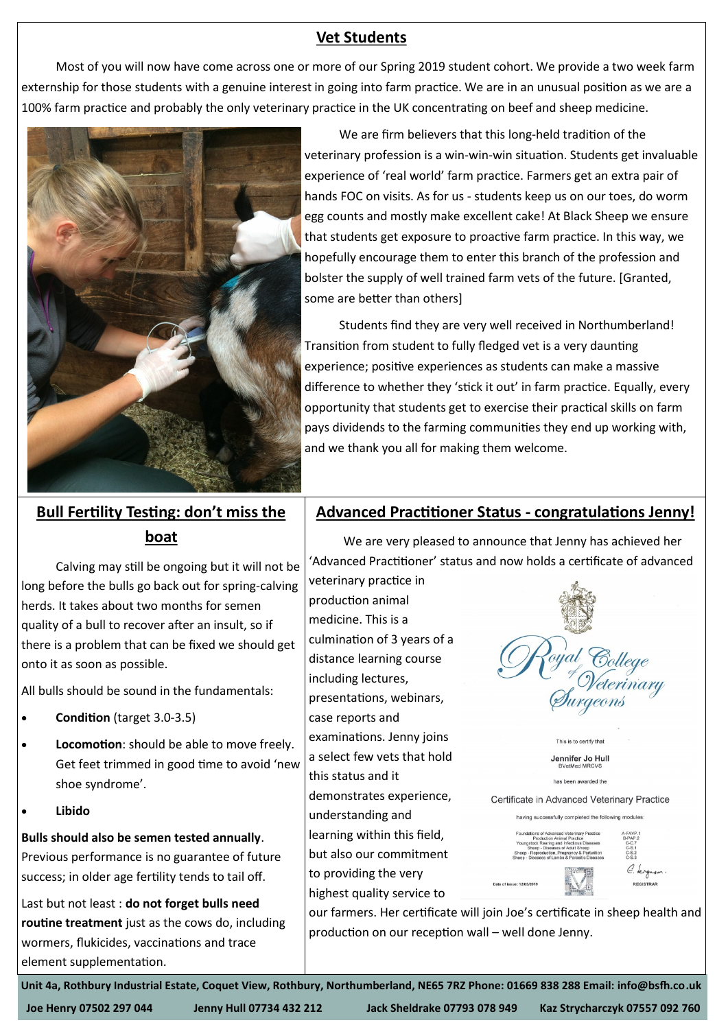## Vet Students

Most of you will now have come across one or more of our Spring 2019 student cohort. We provide a two week farm externship for those students with a genuine interest in going into farm practice. We are in an unusual position as we are a 100% farm practice and probably the only veterinary practice in the UK concentrating on beef and sheep medicine.

We are firm believers that this long-held tradition of the veterinary profession is a win-win-win situation. Students get invaluable experience of 'real world' farm practice. Farmers get an extra pair of hands FOC on visits. As for us - students keep us on our toes, do worm egg counts and mostly make excellent cake! At Black Sheep we ensure that students get exposure to proactive farm practice. In this way, we hopefully encourage them to enter this branch of the profession and bolster the supply of well trained farm vets of the future. [Granted, some are better than others]

Students find they are very well received in Northumberland! Transition from student to fully fledged vet is a very daunting experience; positive experiences as students can make a massive difference to whether they 'stick it out' in farm practice. Equally, every opportunity that students get to exercise their practical skills on farm pays dividends to the farming communities they end up working with, and we thank you all for making them welcome.

## Bull Fertility Testing: don't miss the boat

Calving may still be ongoing but it will not be long before the bulls go back out for spring-calving herds. It takes about two months for semen quality of a bull to recover after an insult, so if there is a problem that can be fixed we should get onto it as soon as possible.

All bulls should be sound in the fundamentals:

- **Condition** (target 3.0-3.5)
- **Locomotion**: should be able to move freely. Get feet trimmed in good time to avoid 'new shoe syndrome'.
- **Libido**

**Bulls should also be semen tested annually**. Previous performance is no guarantee of future success; in older age fertility tends to tail off.

Last but not least : **do not forget bulls need routine treatment** just as the cows do, including wormers, flukicides, vaccinations and trace element supplementation.

## Advanced Practitioner Status - congratulations Jenny!

We are very pleased to announce that Jenny has achieved her 'Advanced Practitioner' status and now holds a certificate of advanced veterinary practice in production animal medicine. This is a culmination of 3 years of a distance learning course including lectures, presentations, webinars, case reports and examinations. Jenny joins a select few vets that hold this status and it demonstrates experience, understanding and learning within this field, but also our commitment to providing the very highest quality service to our farmers. Her certificate will join Joe's certificate in sheep health and production on our reception wall – well done Jenny.

Royal College of Veterinary Surgeons

This is to certify that

Jennifer Jo Hull
BVetMed MRCVS

has been awarded the

Certificate in Advanced Veterinary Practice

having successfully completed the following modules:

Foundations of Advanced Veterinary Practice A-FAVP.1
Production Animal Practice B-PAP.2
Youngstock Rearing and Infectious Diseases C-C.7
Sheep - Diseases of Adult Sheep C-S.1
Sheep - Reproduction, Pregnancy & Parturition C-S.2
Sheep - Diseases of Lambs & Parasitic Diseases C-S.3

Date of issue: 12/03/2019

REGISTRAR

**Unit 4a, Rothbury Industrial Estate, Coquet View, Rothbury, Northumberland, NE65 7RZ Phone: 01669 838 288 Email: info@bsfh.co.uk**

**Joe Henry 07502 297 044 Jenny Hull 07734 432 212 Jack Sheldrake 07793 078 949 Kaz Strycharczyk 07557 092 760**